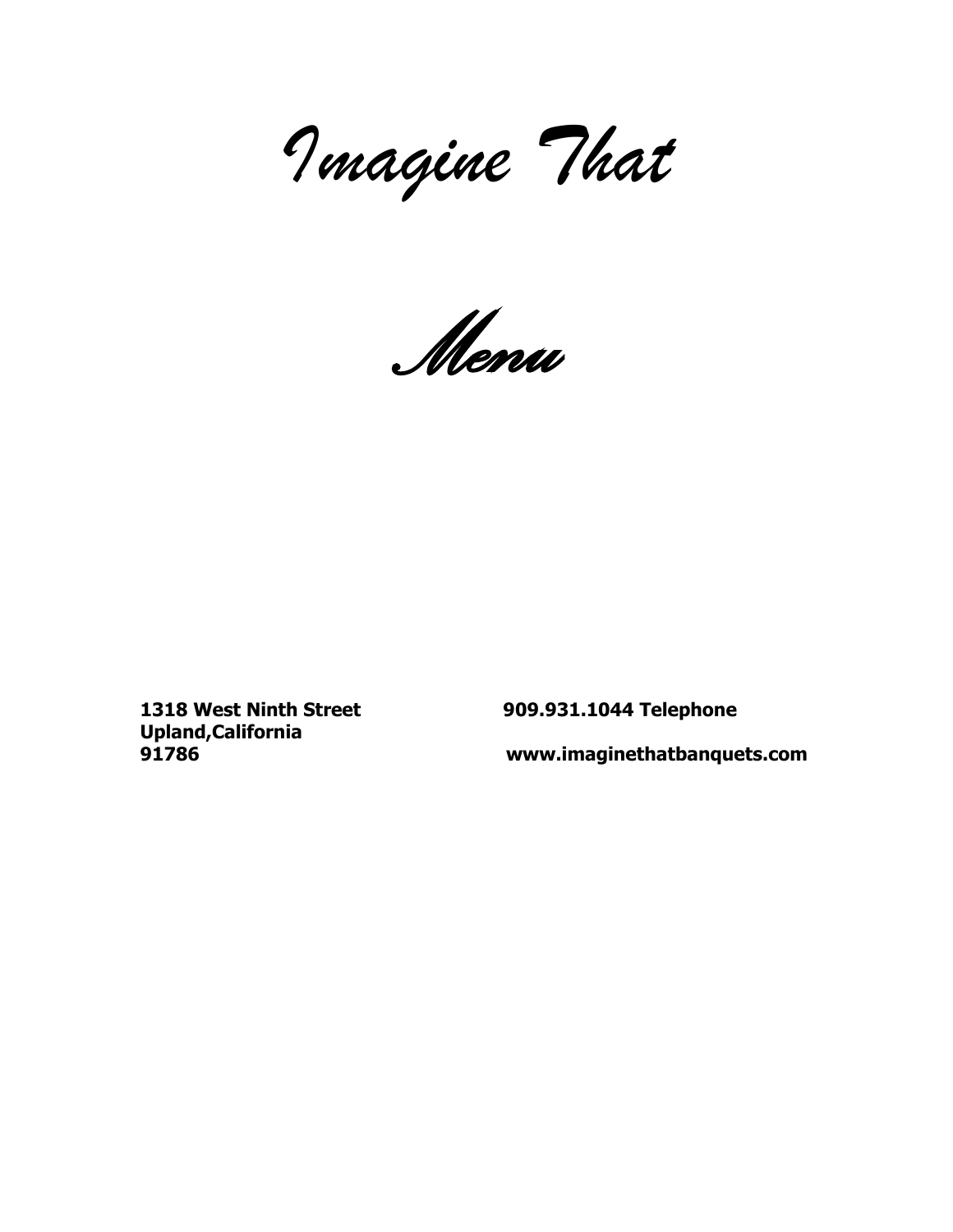# *Imagine That*

## *Menu*

**1318 West Ninth Street**
**Upland,California**
**91786**

**909.931.1044 Telephone**

**www.imaginethatbanquets.com**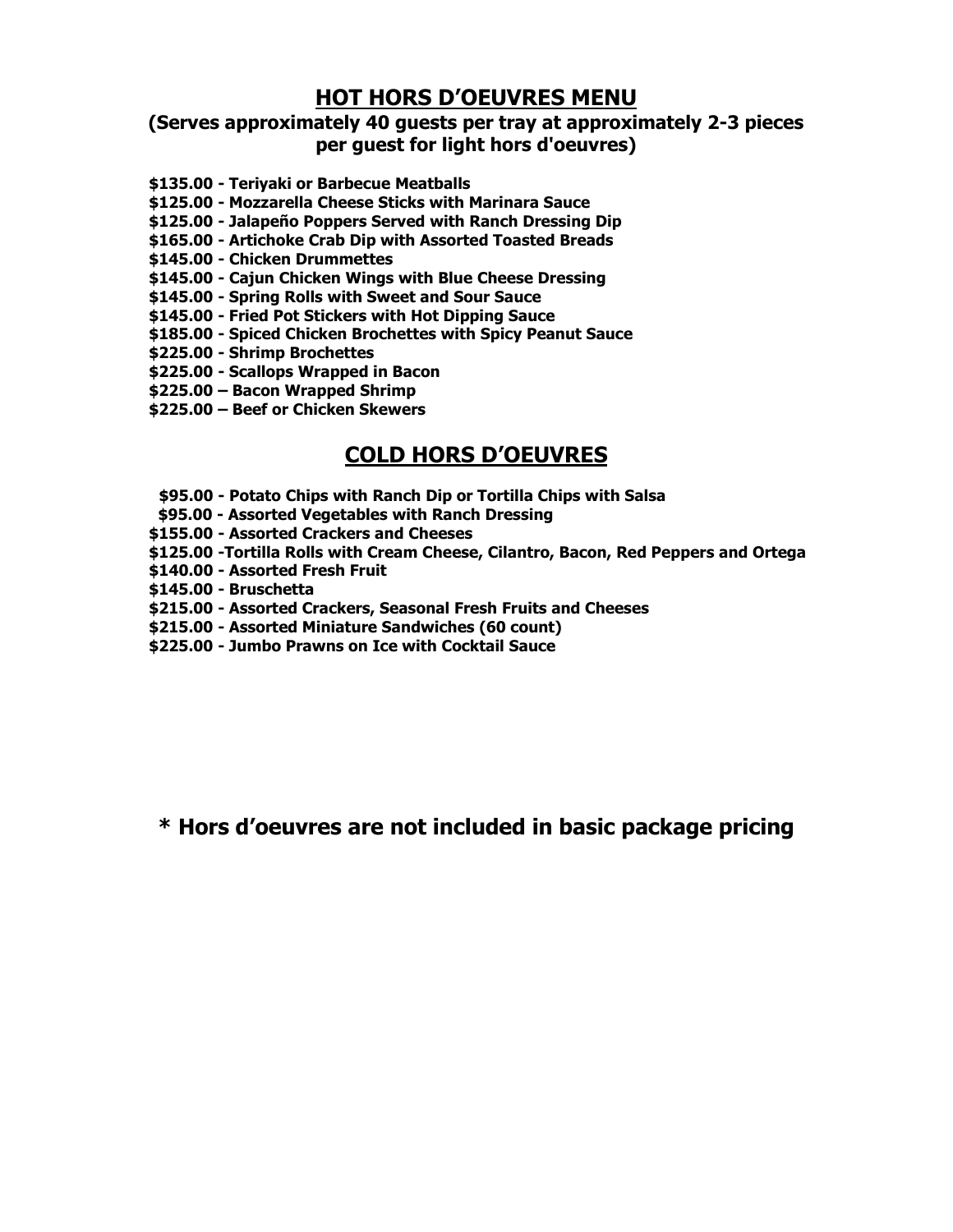# HOT HORS D'OEUVRES MENU

**(Serves approximately 40 guests per tray at approximately 2-3 pieces per guest for light hors d'oeuvres)**

**$135.00 - Teriyaki or Barbecue Meatballs**
**$125.00 - Mozzarella Cheese Sticks with Marinara Sauce**
**$125.00 - Jalapeño Poppers Served with Ranch Dressing Dip**
**$165.00 - Artichoke Crab Dip with Assorted Toasted Breads**
**$145.00 - Chicken Drummettes**
**$145.00 - Cajun Chicken Wings with Blue Cheese Dressing**
**$145.00 - Spring Rolls with Sweet and Sour Sauce**
**$145.00 - Fried Pot Stickers with Hot Dipping Sauce**
**$185.00 - Spiced Chicken Brochettes with Spicy Peanut Sauce**
**$225.00 - Shrimp Brochettes**
**$225.00 - Scallops Wrapped in Bacon**
**$225.00 – Bacon Wrapped Shrimp**
**$225.00 – Beef or Chicken Skewers**

# COLD HORS D'OEUVRES

**$95.00 - Potato Chips with Ranch Dip or Tortilla Chips with Salsa**
**$95.00 - Assorted Vegetables with Ranch Dressing**
**$155.00 - Assorted Crackers and Cheeses**
**$125.00 -Tortilla Rolls with Cream Cheese, Cilantro, Bacon, Red Peppers and Ortega**
**$140.00 - Assorted Fresh Fruit**
**$145.00 - Bruschetta**
**$215.00 - Assorted Crackers, Seasonal Fresh Fruits and Cheeses**
**$215.00 - Assorted Miniature Sandwiches (60 count)**
**$225.00 - Jumbo Prawns on Ice with Cocktail Sauce**

**\* Hors d'oeuvres are not included in basic package pricing**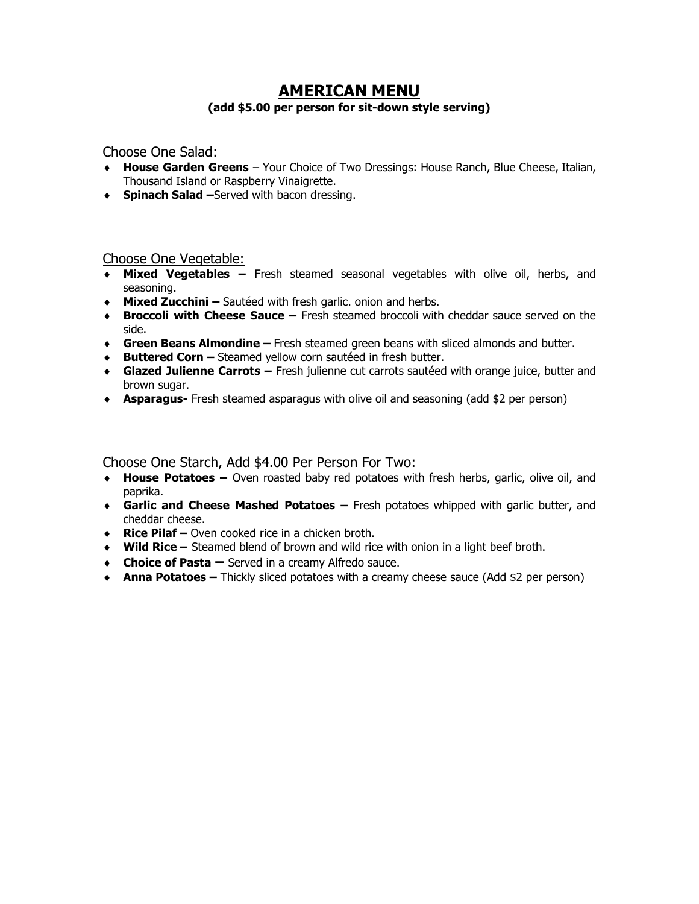# AMERICAN MENU

**(add $5.00 per person for sit-down style serving)**

Choose One Salad:

- **House Garden Greens** – Your Choice of Two Dressings: House Ranch, Blue Cheese, Italian, Thousand Island or Raspberry Vinaigrette.
- **Spinach Salad –**Served with bacon dressing.

Choose One Vegetable:

- **Mixed Vegetables –** Fresh steamed seasonal vegetables with olive oil, herbs, and seasoning.
- **Mixed Zucchini –** Sautéed with fresh garlic. onion and herbs.
- **Broccoli with Cheese Sauce –** Fresh steamed broccoli with cheddar sauce served on the side.
- **Green Beans Almondine –** Fresh steamed green beans with sliced almonds and butter.
- **Buttered Corn –** Steamed yellow corn sautéed in fresh butter.
- **Glazed Julienne Carrots –** Fresh julienne cut carrots sautéed with orange juice, butter and brown sugar.
- **Asparagus-** Fresh steamed asparagus with olive oil and seasoning (add $2 per person)

Choose One Starch, Add $4.00 Per Person For Two:

- **House Potatoes –** Oven roasted baby red potatoes with fresh herbs, garlic, olive oil, and paprika.
- **Garlic and Cheese Mashed Potatoes –** Fresh potatoes whipped with garlic butter, and cheddar cheese.
- **Rice Pilaf –** Oven cooked rice in a chicken broth.
- **Wild Rice –** Steamed blend of brown and wild rice with onion in a light beef broth.
- **Choice of Pasta –** Served in a creamy Alfredo sauce.
- **Anna Potatoes –** Thickly sliced potatoes with a creamy cheese sauce (Add $2 per person)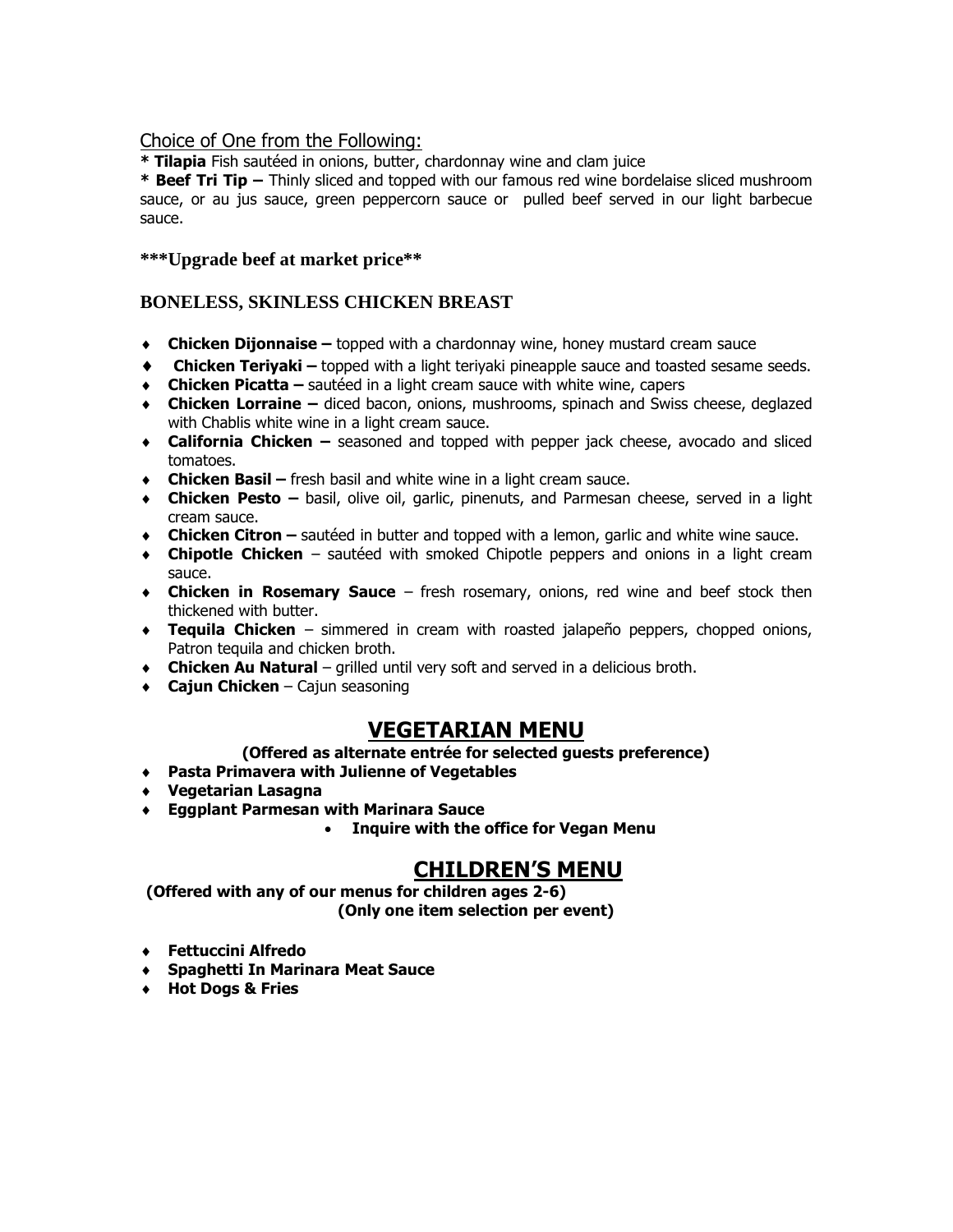Choice of One from the Following:

* **Tilapia** Fish sautéed in onions, butter, chardonnay wine and clam juice

* **Beef Tri Tip –** Thinly sliced and topped with our famous red wine bordelaise sliced mushroom sauce, or au jus sauce, green peppercorn sauce or pulled beef served in our light barbecue sauce.

**\*\*\*Upgrade beef at market price\*\***

### BONELESS, SKINLESS CHICKEN BREAST

- **Chicken Dijonnaise –** topped with a chardonnay wine, honey mustard cream sauce
- **Chicken Teriyaki –** topped with a light teriyaki pineapple sauce and toasted sesame seeds.
- **Chicken Picatta –** sautéed in a light cream sauce with white wine, capers
- **Chicken Lorraine –** diced bacon, onions, mushrooms, spinach and Swiss cheese, deglazed with Chablis white wine in a light cream sauce.
- **California Chicken –** seasoned and topped with pepper jack cheese, avocado and sliced tomatoes.
- **Chicken Basil –** fresh basil and white wine in a light cream sauce.
- **Chicken Pesto –** basil, olive oil, garlic, pinenuts, and Parmesan cheese, served in a light cream sauce.
- **Chicken Citron –** sautéed in butter and topped with a lemon, garlic and white wine sauce.
- **Chipotle Chicken** – sautéed with smoked Chipotle peppers and onions in a light cream sauce.
- **Chicken in Rosemary Sauce** – fresh rosemary, onions, red wine and beef stock then thickened with butter.
- **Tequila Chicken** – simmered in cream with roasted jalapeño peppers, chopped onions, Patron tequila and chicken broth.
- **Chicken Au Natural** – grilled until very soft and served in a delicious broth.
- **Cajun Chicken** – Cajun seasoning

## VEGETARIAN MENU

**(Offered as alternate entrée for selected guests preference)**

- **Pasta Primavera with Julienne of Vegetables**
- **Vegetarian Lasagna**
- **Eggplant Parmesan with Marinara Sauce**
  - **Inquire with the office for Vegan Menu**

## CHILDREN'S MENU

**(Offered with any of our menus for children ages 2-6)**
**(Only one item selection per event)**

- **Fettuccini Alfredo**
- **Spaghetti In Marinara Meat Sauce**
- **Hot Dogs & Fries**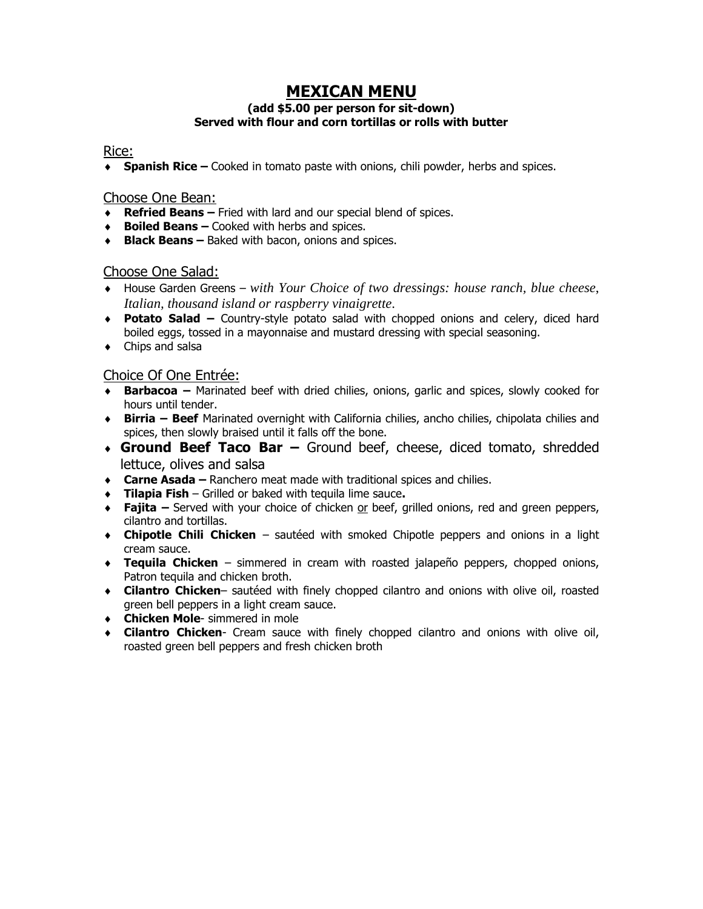# MEXICAN MENU

**(add $5.00 per person for sit-down)**
**Served with flour and corn tortillas or rolls with butter**

## Rice:

- **Spanish Rice –** Cooked in tomato paste with onions, chili powder, herbs and spices.

## Choose One Bean:

- **Refried Beans –** Fried with lard and our special blend of spices.
- **Boiled Beans –** Cooked with herbs and spices.
- **Black Beans –** Baked with bacon, onions and spices.

## Choose One Salad:

- House Garden Greens – *with Your Choice of two dressings: house ranch, blue cheese, Italian, thousand island or raspberry vinaigrette.*
- **Potato Salad –** Country-style potato salad with chopped onions and celery, diced hard boiled eggs, tossed in a mayonnaise and mustard dressing with special seasoning.
- Chips and salsa

## Choice Of One Entrée:

- **Barbacoa –** Marinated beef with dried chilies, onions, garlic and spices, slowly cooked for hours until tender.
- **Birria – Beef** Marinated overnight with California chilies, ancho chilies, chipolata chilies and spices, then slowly braised until it falls off the bone.
- **Ground Beef Taco Bar –** Ground beef, cheese, diced tomato, shredded lettuce, olives and salsa
- **Carne Asada –** Ranchero meat made with traditional spices and chilies.
- **Tilapia Fish** – Grilled or baked with tequila lime sauce**.**
- **Fajita –** Served with your choice of chicken or beef, grilled onions, red and green peppers, cilantro and tortillas.
- **Chipotle Chili Chicken** – sautéed with smoked Chipotle peppers and onions in a light cream sauce.
- **Tequila Chicken** – simmered in cream with roasted jalapeño peppers, chopped onions, Patron tequila and chicken broth.
- **Cilantro Chicken**– sautéed with finely chopped cilantro and onions with olive oil, roasted green bell peppers in a light cream sauce.
- **Chicken Mole**- simmered in mole
- **Cilantro Chicken**- Cream sauce with finely chopped cilantro and onions with olive oil, roasted green bell peppers and fresh chicken broth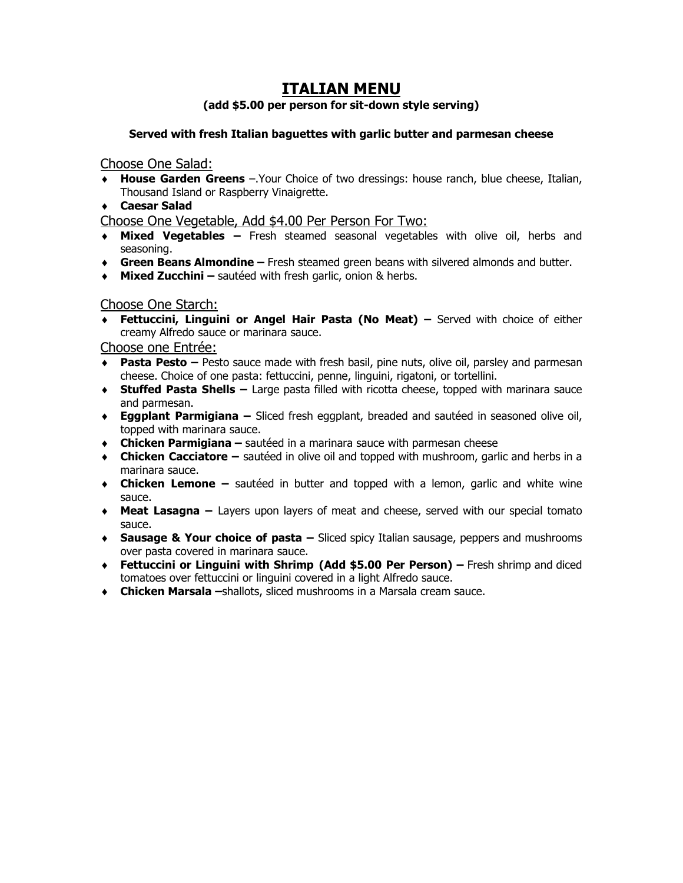# ITALIAN MENU

**(add $5.00 per person for sit-down style serving)**

**Served with fresh Italian baguettes with garlic butter and parmesan cheese**

## Choose One Salad:

- **House Garden Greens** –.Your Choice of two dressings: house ranch, blue cheese, Italian, Thousand Island or Raspberry Vinaigrette.
- **Caesar Salad**

## Choose One Vegetable, Add $4.00 Per Person For Two:

- **Mixed Vegetables –** Fresh steamed seasonal vegetables with olive oil, herbs and seasoning.
- **Green Beans Almondine –** Fresh steamed green beans with silvered almonds and butter.
- **Mixed Zucchini –** sautéed with fresh garlic, onion & herbs.

## Choose One Starch:

- **Fettuccini, Linguini or Angel Hair Pasta (No Meat) –** Served with choice of either creamy Alfredo sauce or marinara sauce.

## Choose one Entrée:

- **Pasta Pesto –** Pesto sauce made with fresh basil, pine nuts, olive oil, parsley and parmesan cheese. Choice of one pasta: fettuccini, penne, linguini, rigatoni, or tortellini.
- **Stuffed Pasta Shells –** Large pasta filled with ricotta cheese, topped with marinara sauce and parmesan.
- **Eggplant Parmigiana –** Sliced fresh eggplant, breaded and sautéed in seasoned olive oil, topped with marinara sauce.
- **Chicken Parmigiana –** sautéed in a marinara sauce with parmesan cheese
- **Chicken Cacciatore –** sautéed in olive oil and topped with mushroom, garlic and herbs in a marinara sauce.
- **Chicken Lemone –** sautéed in butter and topped with a lemon, garlic and white wine sauce.
- **Meat Lasagna –** Layers upon layers of meat and cheese, served with our special tomato sauce.
- **Sausage & Your choice of pasta –** Sliced spicy Italian sausage, peppers and mushrooms over pasta covered in marinara sauce.
- **Fettuccini or Linguini with Shrimp (Add $5.00 Per Person) –** Fresh shrimp and diced tomatoes over fettuccini or linguini covered in a light Alfredo sauce.
- **Chicken Marsala –**shallots, sliced mushrooms in a Marsala cream sauce.